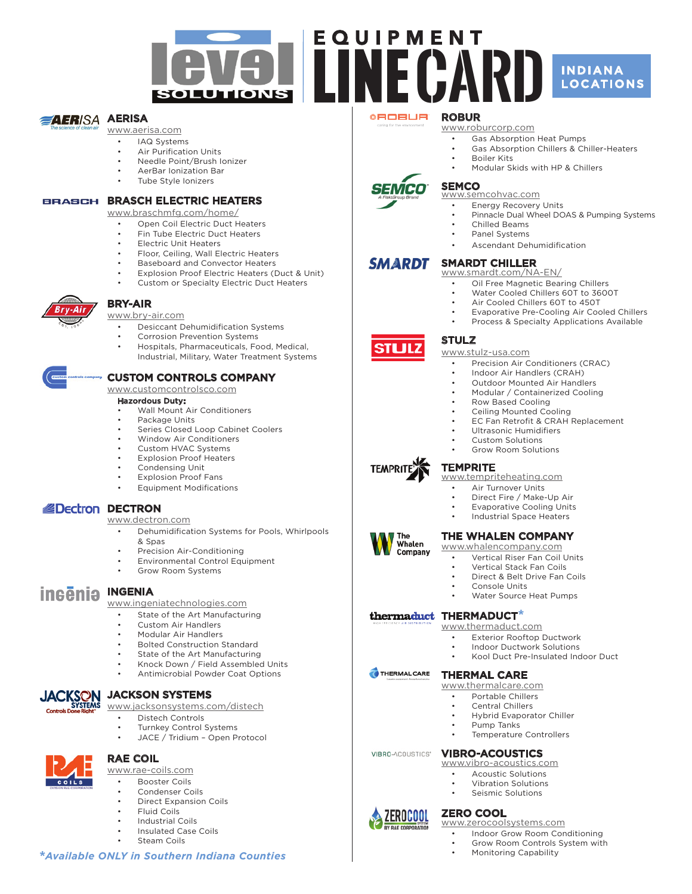# level SOLUTIONS — EQUIPMENT LINE CARD

**INDIANA LOCATIONS**

## AERISA

www.aerisa.com

- IAQ Systems
- Air Purification Units
- Needle Point/Brush Ionizer
- AerBar Ionization Bar
- Tube Style Ionizers

## BRASCH ELECTRIC HEATERS

www.braschmfg.com/home/

- Open Coil Electric Duct Heaters
- Fin Tube Electric Duct Heaters
- Electric Unit Heaters
- Floor, Ceiling, Wall Electric Heaters
- Baseboard and Convector Heaters
- Explosion Proof Electric Heaters (Duct & Unit)
- Custom or Specialty Electric Duct Heaters

## BRY-AIR

www.bry-air.com

- Desiccant Dehumidification Systems
- Corrosion Prevention Systems
- Hospitals, Pharmaceuticals, Food, Medical, Industrial, Military, Water Treatment Systems

## CUSTOM CONTROLS COMPANY

www.customcontrolsco.com

**Hazordous Duty:**

- Wall Mount Air Conditioners
- Package Units
- Series Closed Loop Cabinet Coolers
- Window Air Conditioners
- Custom HVAC Systems
- Explosion Proof Heaters
- Condensing Unit
- Explosion Proof Fans
- Equipment Modifications

## DECTRON

www.dectron.com

- Dehumidification Systems for Pools, Whirlpools & Spas
- Precision Air-Conditioning
- Environmental Control Equipment
- Grow Room Systems

## INGENIA

www.ingeniatechnologies.com

- State of the Art Manufacturing
- Custom Air Handlers
- Modular Air Handlers
- Bolted Construction Standard
- State of the Art Manufacturing
- Knock Down / Field Assembled Units
- Antimicrobial Powder Coat Options

## JACKSON SYSTEMS

www.jacksonsystems.com/distech

- Distech Controls
- Turnkey Control Systems
- JACE / Tridium – Open Protocol

## RAE COIL

www.rae-coils.com

- Booster Coils
- Condenser Coils
- Direct Expansion Coils
- Fluid Coils
- Industrial Coils
- Insulated Case Coils
- Steam Coils

## ROBUR

www.roburcorp.com

- Gas Absorption Heat Pumps
- Gas Absorption Chillers & Chiller-Heaters
- Boiler Kits
- Modular Skids with HP & Chillers

## SEMCO

www.semcohvac.com

- Energy Recovery Units
- Pinnacle Dual Wheel DOAS & Pumping Systems
- Chilled Beams
- Panel Systems
- Ascendant Dehumidification

## SMARDT CHILLER

www.smardt.com/NA-EN/

- Oil Free Magnetic Bearing Chillers
- Water Cooled Chillers 60T to 3600T
- Air Cooled Chillers 60T to 450T
- Evaporative Pre-Cooling Air Cooled Chillers
- Process & Specialty Applications Available

## STULZ

www.stulz-usa.com

- Precision Air Conditioners (CRAC)
- Indoor Air Handlers (CRAH)
- Outdoor Mounted Air Handlers
- Modular / Containerized Cooling
- Row Based Cooling
- Ceiling Mounted Cooling
- EC Fan Retrofit & CRAH Replacement
- Ultrasonic Humidifiers
- Custom Solutions
- Grow Room Solutions

## TEMPRITE

www.tempriteheating.com

- Air Turnover Units
- Direct Fire / Make-Up Air
- Evaporative Cooling Units
- Industrial Space Heaters

## THE WHALEN COMPANY

www.whalencompany.com

- Vertical Riser Fan Coil Units
- Vertical Stack Fan Coils
- Direct & Belt Drive Fan Coils
- Console Units
- Water Source Heat Pumps

## THERMADUCT*

www.thermaduct.com

- Exterior Rooftop Ductwork
- Indoor Ductwork Solutions
- Kool Duct Pre-Insulated Indoor Duct

## THERMAL CARE

www.thermalcare.com

- Portable Chillers
- Central Chillers
- Hybrid Evaporator Chiller
- Pump Tanks
- Temperature Controllers

## VIBRO-ACOUSTICS

www.vibro-acoustics.com

- Acoustic Solutions
- Vibration Solutions
- Seismic Solutions

## ZERO COOL

www.zerocoolsystems.com

- Indoor Grow Room Conditioning
- Grow Room Controls System with Monitoring Capability

***Available ONLY in Southern Indiana Counties***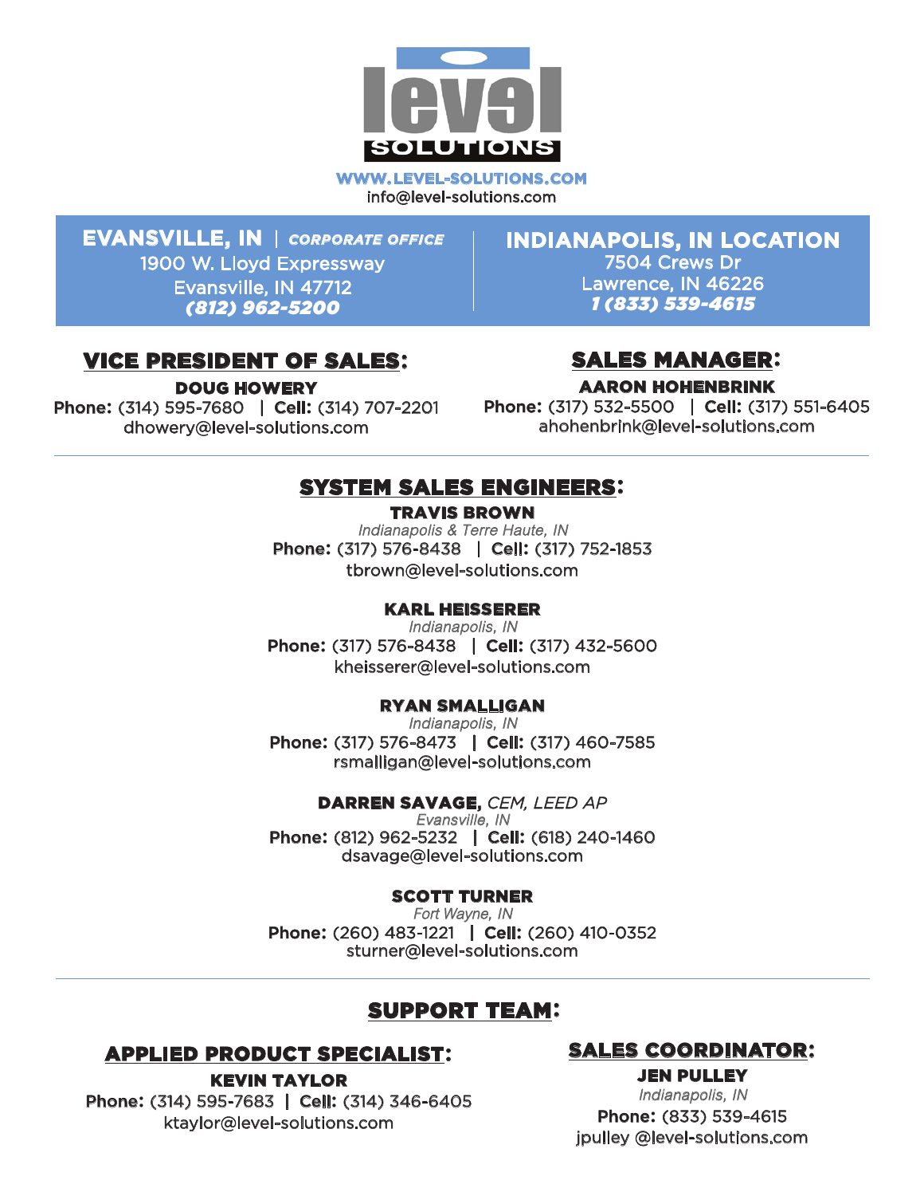# level SOLUTIONS

**WWW.LEVEL-SOLUTIONS.COM**
info@level-solutions.com

**EVANSVILLE, IN** | ***CORPORATE OFFICE***
1900 W. Lloyd Expressway
Evansville, IN 47712
***(812) 962-5200***

**INDIANAPOLIS, IN LOCATION**
7504 Crews Dr
Lawrence, IN 46226
***1 (833) 539-4615***

## VICE PRESIDENT OF SALES:

**DOUG HOWERY**
**Phone:** (314) 595-7680 | **Cell:** (314) 707-2201
dhowery@level-solutions.com

## SALES MANAGER:

**AARON HOHENBRINK**
**Phone:** (317) 532-5500 | **Cell:** (317) 551-6405
ahohenbrink@level-solutions.com

## SYSTEM SALES ENGINEERS:

**TRAVIS BROWN**
*Indianapolis & Terre Haute, IN*
**Phone:** (317) 576-8438 | **Cell:** (317) 752-1853
tbrown@level-solutions.com

**KARL HEISSERER**
*Indianapolis, IN*
**Phone:** (317) 576-8438 | **Cell:** (317) 432-5600
kheisserer@level-solutions.com

**RYAN SMALLIGAN**
*Indianapolis, IN*
**Phone:** (317) 576-8473 | **Cell:** (317) 460-7585
rsmalligan@level-solutions.com

**DARREN SAVAGE,** *CEM, LEED AP*
*Evansville, IN*
**Phone:** (812) 962-5232 | **Cell:** (618) 240-1460
dsavage@level-solutions.com

**SCOTT TURNER**
*Fort Wayne, IN*
**Phone:** (260) 483-1221 | **Cell:** (260) 410-0352
sturner@level-solutions.com

## SUPPORT TEAM:

### APPLIED PRODUCT SPECIALIST:

**KEVIN TAYLOR**
**Phone:** (314) 595-7683 | **Cell:** (314) 346-6405
ktaylor@level-solutions.com

### SALES COORDINATOR:

**JEN PULLEY**
*Indianapolis, IN*
**Phone:** (833) 539-4615
jpulley @level-solutions.com